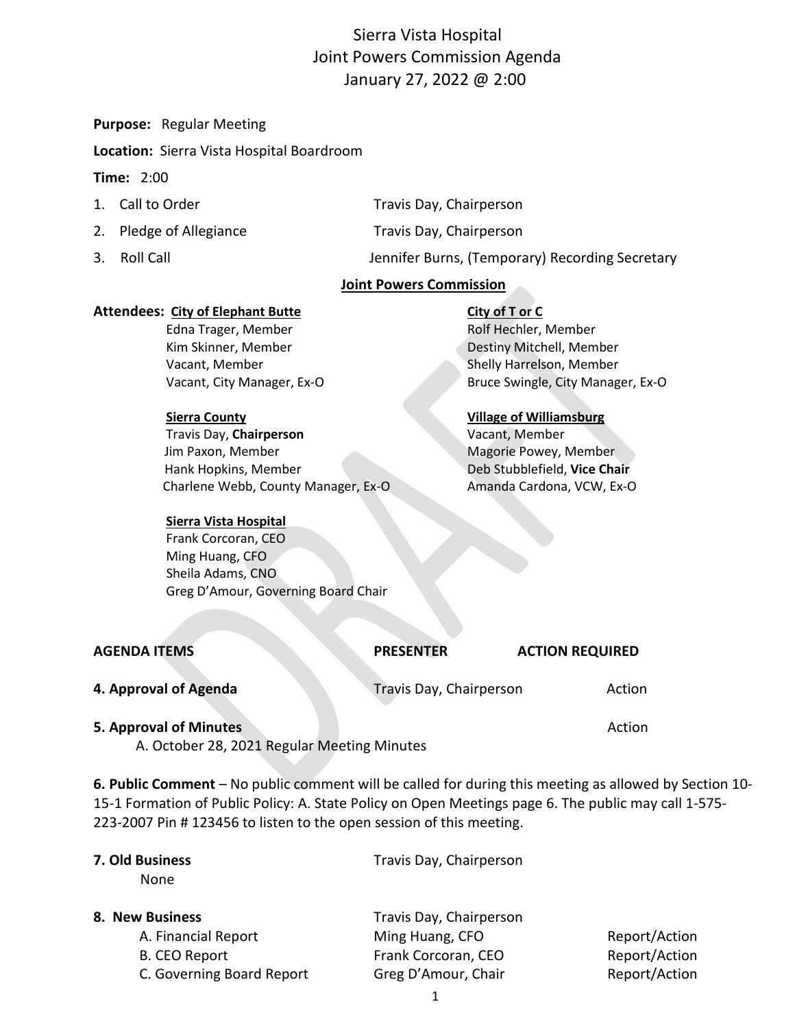# Sierra Vista Hospital
## Joint Powers Commission Agenda
### January 27, 2022 @ 2:00

**Purpose:** Regular Meeting

**Location:** Sierra Vista Hospital Boardroom

**Time:** 2:00

1. Call to Order — Travis Day, Chairperson
2. Pledge of Allegiance — Travis Day, Chairperson
3. Roll Call — Jennifer Burns, (Temporary) Recording Secretary

**Joint Powers Commission**

**Attendees:**

**City of Elephant Butte**
- Edna Trager, Member
- Kim Skinner, Member
- Vacant, Member
- Vacant, City Manager, Ex-O

**City of T or C**
- Rolf Hechler, Member
- Destiny Mitchell, Member
- Shelly Harrelson, Member
- Bruce Swingle, City Manager, Ex-O

**Sierra County**
- Travis Day, **Chairperson**
- Jim Paxon, Member
- Hank Hopkins, Member
- Charlene Webb, County Manager, Ex-O

**Village of Williamsburg**
- Vacant, Member
- Magorie Powey, Member
- Deb Stubblefield, **Vice Chair**
- Amanda Cardona, VCW, Ex-O

**Sierra Vista Hospital**
- Frank Corcoran, CEO
- Ming Huang, CFO
- Sheila Adams, CNO
- Greg D'Amour, Governing Board Chair

| AGENDA ITEMS | PRESENTER | ACTION REQUIRED |
|---|---|---|
| **4. Approval of Agenda** | Travis Day, Chairperson | Action |
| **5. Approval of Minutes** | | Action |
| A. October 28, 2021 Regular Meeting Minutes | | |

**6. Public Comment** – No public comment will be called for during this meeting as allowed by Section 10-15-1 Formation of Public Policy: A. State Policy on Open Meetings page 6. The public may call 1-575-223-2007 Pin # 123456 to listen to the open session of this meeting.

| | | |
|---|---|---|
| **7. Old Business** | Travis Day, Chairperson | |
| None | | |
| **8. New Business** | Travis Day, Chairperson | |
| A. Financial Report | Ming Huang, CFO | Report/Action |
| B. CEO Report | Frank Corcoran, CEO | Report/Action |
| C. Governing Board Report | Greg D'Amour, Chair | Report/Action |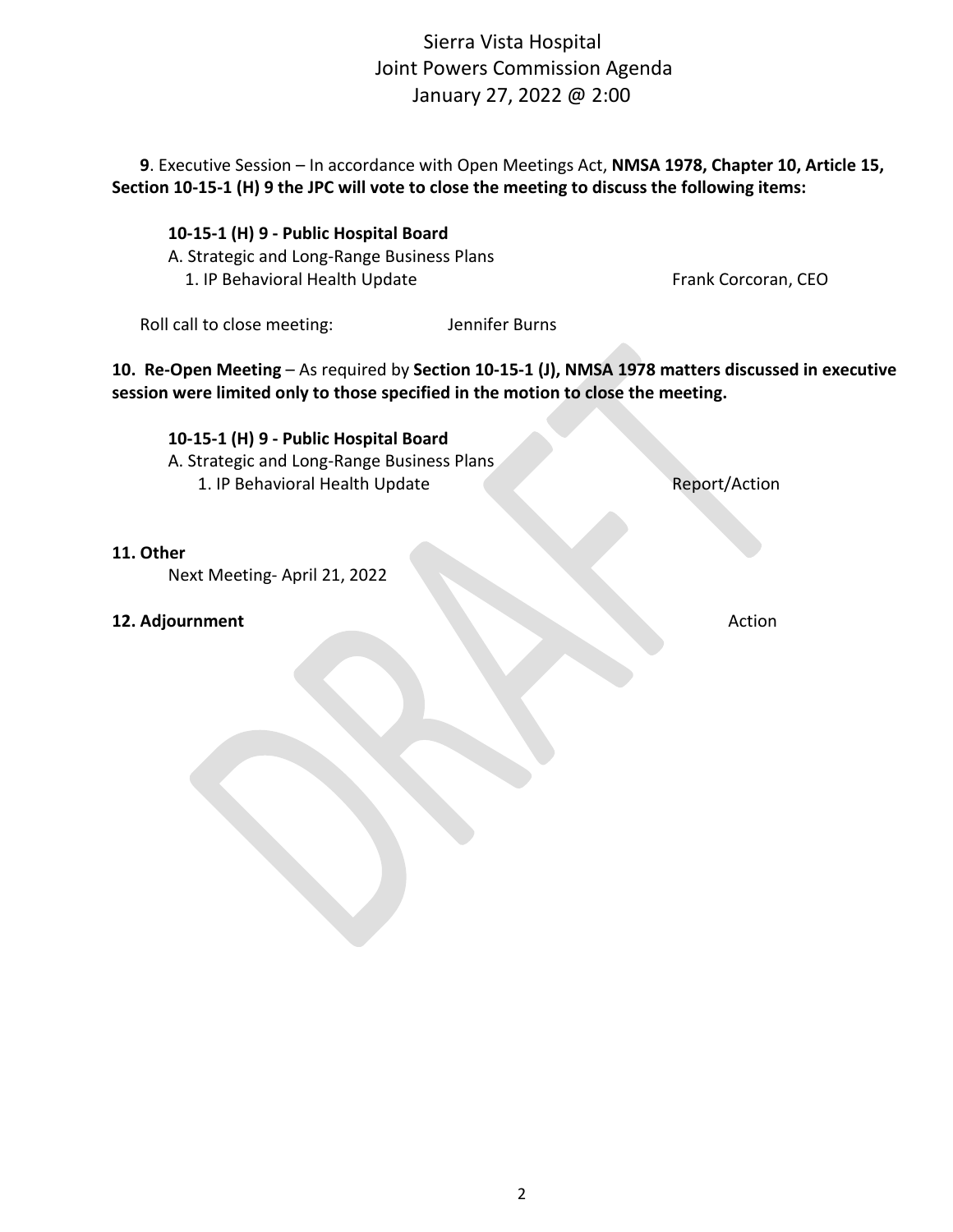Sierra Vista Hospital
Joint Powers Commission Agenda
January 27, 2022 @ 2:00

**9**. Executive Session – In accordance with Open Meetings Act, **NMSA 1978, Chapter 10, Article 15, Section 10-15-1 (H) 9 the JPC will vote to close the meeting to discuss the following items:**

**10-15-1 (H) 9 - Public Hospital Board**

A. Strategic and Long-Range Business Plans

1. IP Behavioral Health Update — Frank Corcoran, CEO

Roll call to close meeting: Jennifer Burns

**10. Re-Open Meeting** – As required by **Section 10-15-1 (J), NMSA 1978 matters discussed in executive session were limited only to those specified in the motion to close the meeting.**

**10-15-1 (H) 9 - Public Hospital Board**

A. Strategic and Long-Range Business Plans

1. IP Behavioral Health Update — Report/Action

**11. Other**

Next Meeting- April 21, 2022

**12. Adjournment** — Action

DRAFT